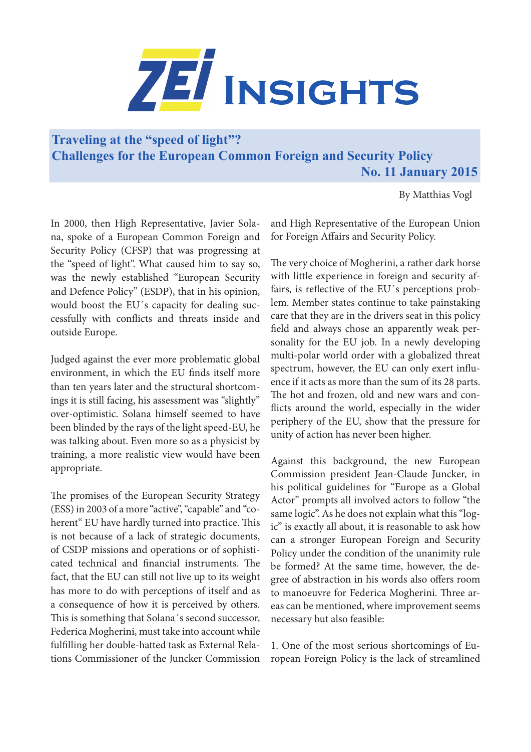# ZEI Insights

## Traveling at the "speed of light"?
## Challenges for the European Common Foreign and Security Policy

**No. 11 January 2015**

By Matthias Vogl

In 2000, then High Representative, Javier Solana, spoke of a European Common Foreign and Security Policy (CFSP) that was progressing at the "speed of light". What caused him to say so, was the newly established "European Security and Defence Policy" (ESDP), that in his opinion, would boost the EU´s capacity for dealing successfully with conflicts and threats inside and outside Europe.

Judged against the ever more problematic global environment, in which the EU finds itself more than ten years later and the structural shortcomings it is still facing, his assessment was "slightly" over-optimistic. Solana himself seemed to have been blinded by the rays of the light speed-EU, he was talking about. Even more so as a physicist by training, a more realistic view would have been appropriate.

The promises of the European Security Strategy (ESS) in 2003 of a more "active", "capable" and "coherent" EU have hardly turned into practice. This is not because of a lack of strategic documents, of CSDP missions and operations or of sophisticated technical and financial instruments. The fact, that the EU can still not live up to its weight has more to do with perceptions of itself and as a consequence of how it is perceived by others. This is something that Solana´s second successor, Federica Mogherini, must take into account while fulfilling her double-hatted task as External Relations Commissioner of the Juncker Commission and High Representative of the European Union for Foreign Affairs and Security Policy.

The very choice of Mogherini, a rather dark horse with little experience in foreign and security affairs, is reflective of the EU´s perceptions problem. Member states continue to take painstaking care that they are in the drivers seat in this policy field and always chose an apparently weak personality for the EU job. In a newly developing multi-polar world order with a globalized threat spectrum, however, the EU can only exert influence if it acts as more than the sum of its 28 parts. The hot and frozen, old and new wars and conflicts around the world, especially in the wider periphery of the EU, show that the pressure for unity of action has never been higher.

Against this background, the new European Commission president Jean-Claude Juncker, in his political guidelines for "Europe as a Global Actor" prompts all involved actors to follow "the same logic". As he does not explain what this "logic" is exactly all about, it is reasonable to ask how can a stronger European Foreign and Security Policy under the condition of the unanimity rule be formed? At the same time, however, the degree of abstraction in his words also offers room to manoeuvre for Federica Mogherini. Three areas can be mentioned, where improvement seems necessary but also feasible:

1. One of the most serious shortcomings of European Foreign Policy is the lack of streamlined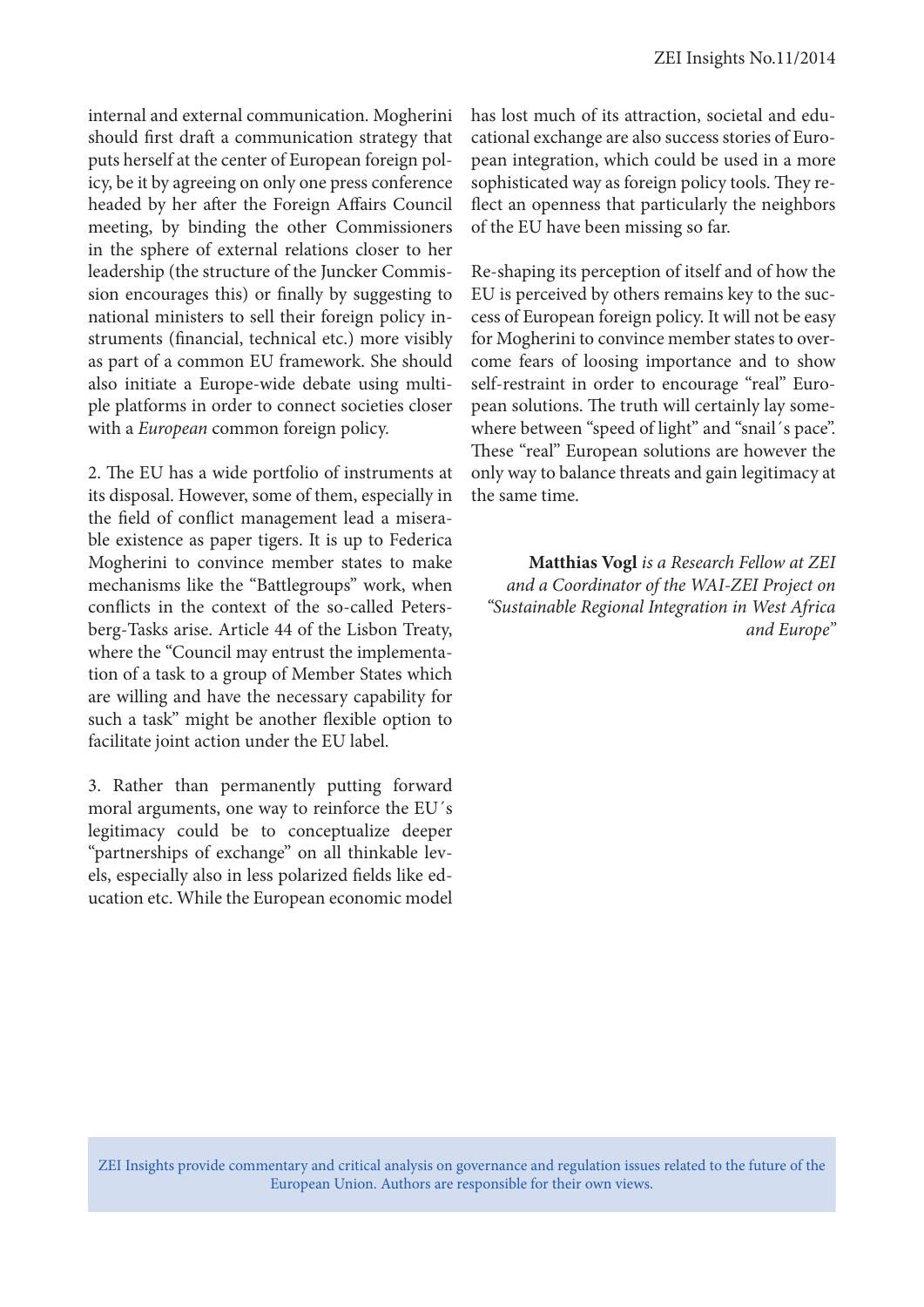internal and external communication. Mogherini should first draft a communication strategy that puts herself at the center of European foreign policy, be it by agreeing on only one press conference headed by her after the Foreign Affairs Council meeting, by binding the other Commissioners in the sphere of external relations closer to her leadership (the structure of the Juncker Commission encourages this) or finally by suggesting to national ministers to sell their foreign policy instruments (financial, technical etc.) more visibly as part of a common EU framework. She should also initiate a Europe-wide debate using multiple platforms in order to connect societies closer with a *European* common foreign policy.

2. The EU has a wide portfolio of instruments at its disposal. However, some of them, especially in the field of conflict management lead a miserable existence as paper tigers. It is up to Federica Mogherini to convince member states to make mechanisms like the "Battlegroups" work, when conflicts in the context of the so-called Petersberg-Tasks arise. Article 44 of the Lisbon Treaty, where the "Council may entrust the implementation of a task to a group of Member States which are willing and have the necessary capability for such a task" might be another flexible option to facilitate joint action under the EU label.

3. Rather than permanently putting forward moral arguments, one way to reinforce the EU´s legitimacy could be to conceptualize deeper "partnerships of exchange" on all thinkable levels, especially also in less polarized fields like education etc. While the European economic model has lost much of its attraction, societal and educational exchange are also success stories of European integration, which could be used in a more sophisticated way as foreign policy tools. They reflect an openness that particularly the neighbors of the EU have been missing so far.

Re-shaping its perception of itself and of how the EU is perceived by others remains key to the success of European foreign policy. It will not be easy for Mogherini to convince member states to overcome fears of loosing importance and to show self-restraint in order to encourage "real" European solutions. The truth will certainly lay somewhere between "speed of light" and "snail´s pace". These "real" European solutions are however the only way to balance threats and gain legitimacy at the same time.

**Matthias Vogl** *is a Research Fellow at ZEI and a Coordinator of the WAI-ZEI Project on "Sustainable Regional Integration in West Africa and Europe"*

ZEI Insights provide commentary and critical analysis on governance and regulation issues related to the future of the European Union. Authors are responsible for their own views.